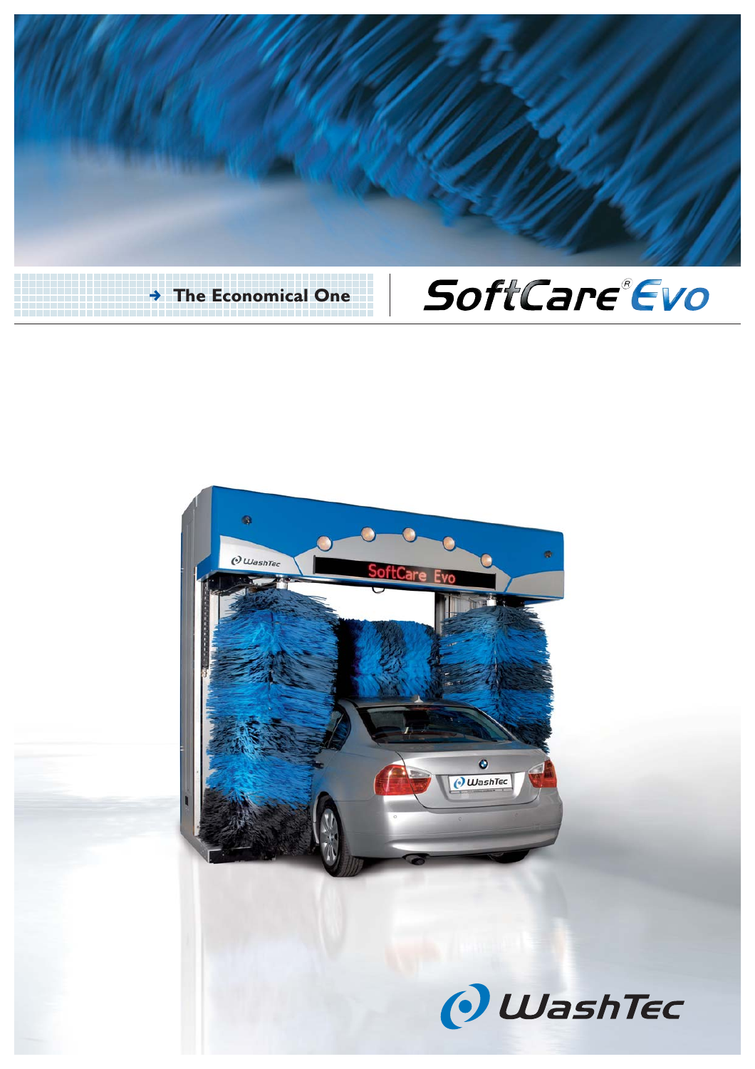→ The Economical One

# SoftCare® Evo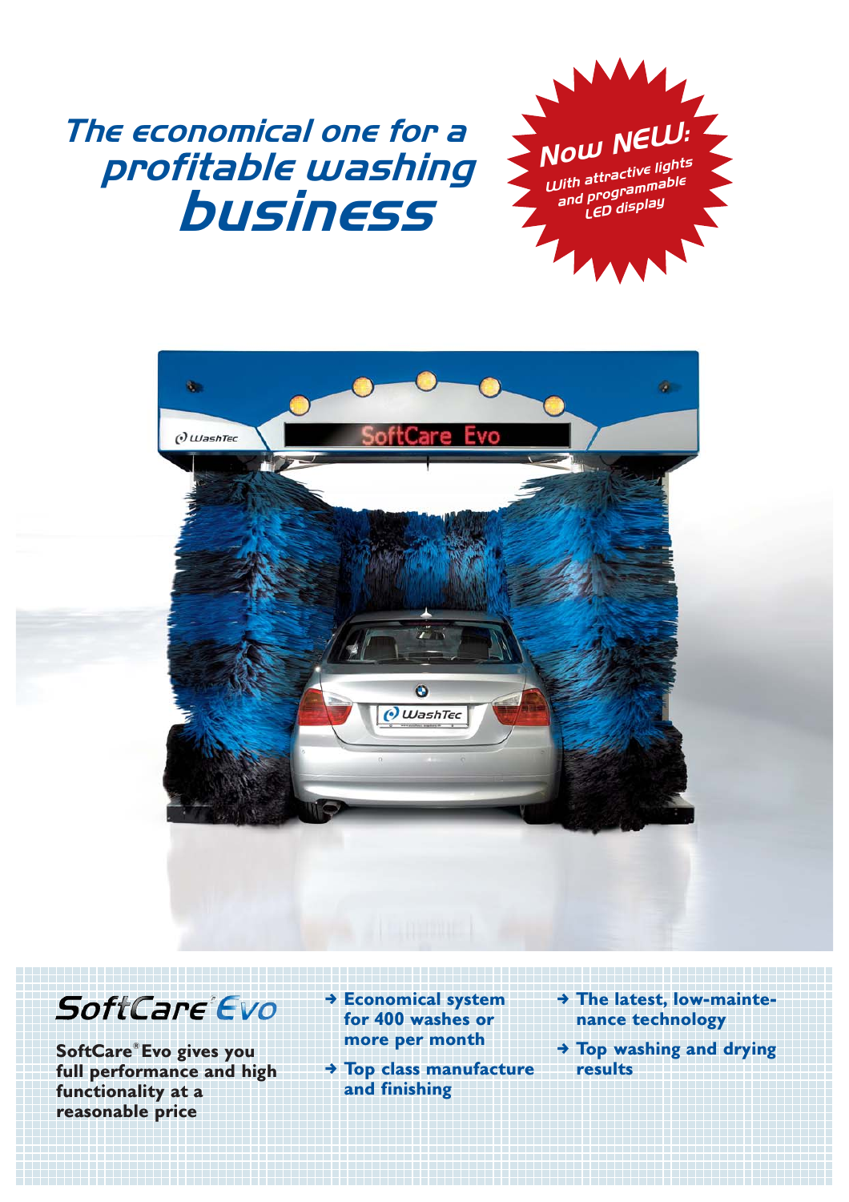# The economical one for a profitable washing business

**Now NEW:**
*With attractive lights and programmable LED display*

## SoftCare Evo

**SoftCare® Evo gives you full performance and high functionality at a reasonable price**

- **Economical system for 400 washes or more per month**
- **Top class manufacture and finishing**
- **The latest, low-maintenance technology**
- **Top washing and drying results**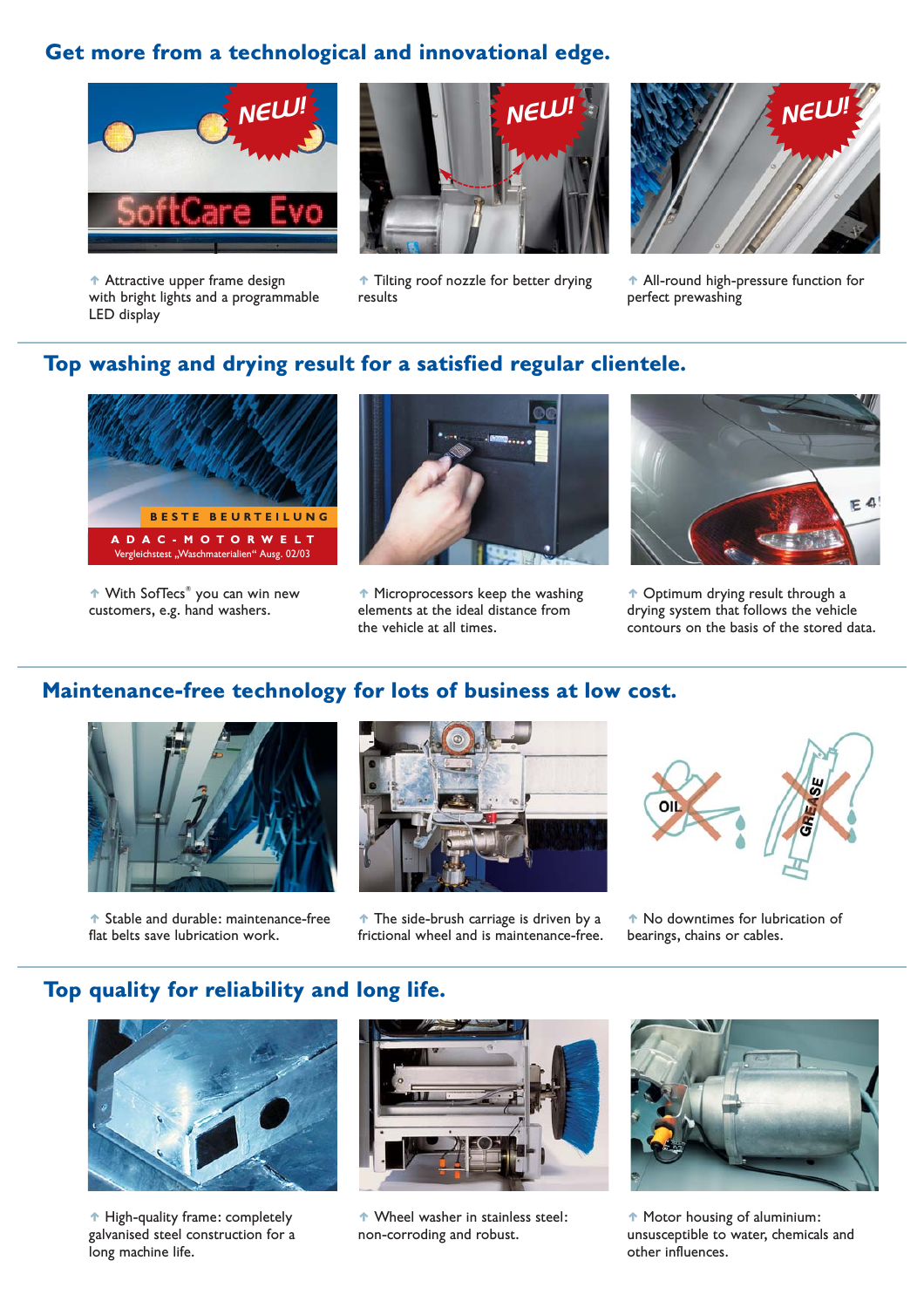## Get more from a technological and innovational edge.

↑ Attractive upper frame design with bright lights and a programmable LED display

↑ Tilting roof nozzle for better drying results

↑ All-round high-pressure function for perfect prewashing

## Top washing and drying result for a satisfied regular clientele.

↑ With SofTecs® you can win new customers, e.g. hand washers.

↑ Microprocessors keep the washing elements at the ideal distance from the vehicle at all times.

↑ Optimum drying result through a drying system that follows the vehicle contours on the basis of the stored data.

## Maintenance-free technology for lots of business at low cost.

↑ Stable and durable: maintenance-free flat belts save lubrication work.

↑ The side-brush carriage is driven by a frictional wheel and is maintenance-free.

↑ No downtimes for lubrication of bearings, chains or cables.

## Top quality for reliability and long life.

↑ High-quality frame: completely galvanised steel construction for a long machine life.

↑ Wheel washer in stainless steel: non-corroding and robust.

↑ Motor housing of aluminium: unsusceptible to water, chemicals and other influences.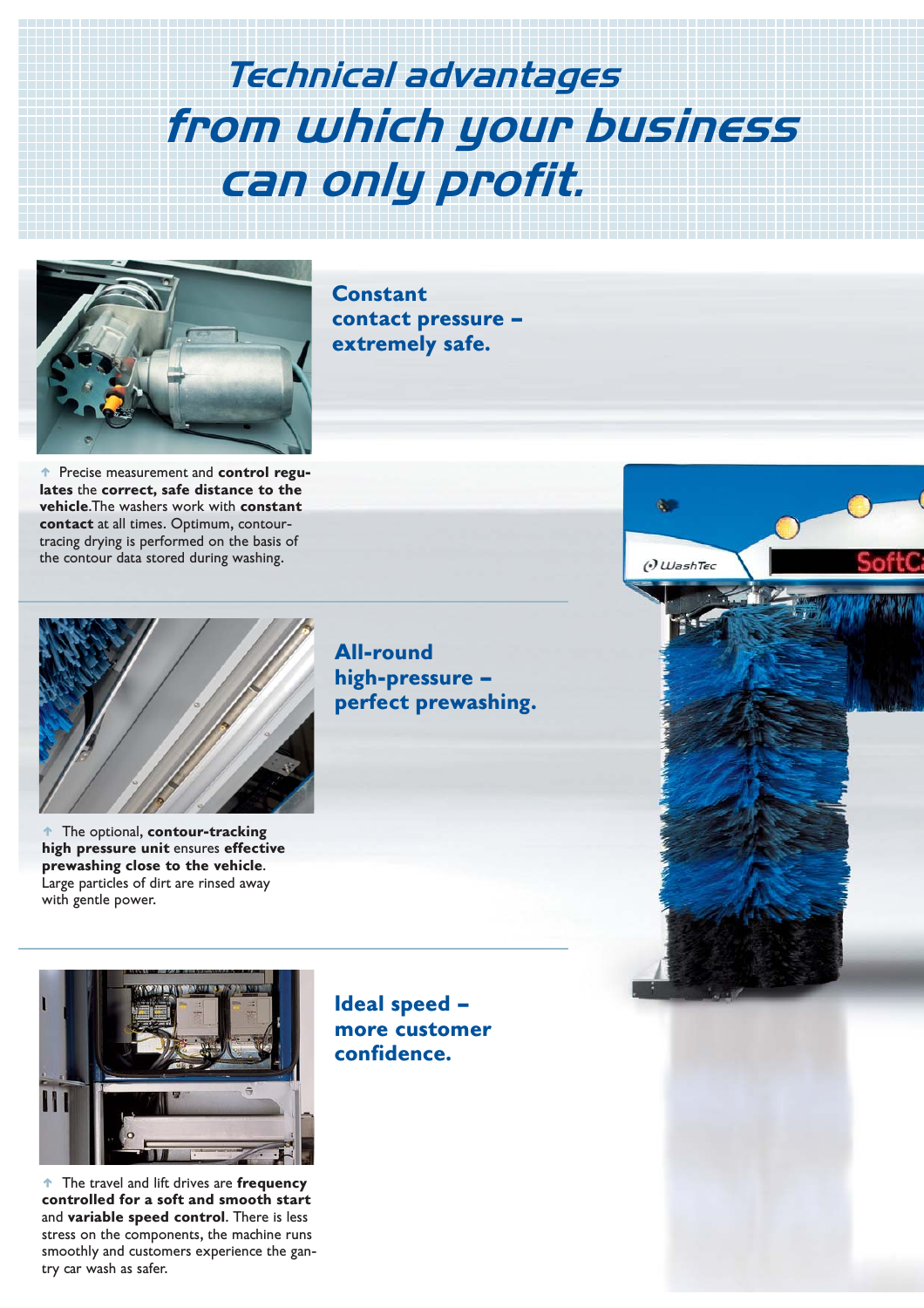# Technical advantages from which your business can only profit.

## Constant contact pressure – extremely safe.

↑ Precise measurement and **control regulates** the **correct, safe distance to the vehicle**.The washers work with **constant contact** at all times. Optimum, contour-tracing drying is performed on the basis of the contour data stored during washing.

## All-round high-pressure – perfect prewashing.

↑ The optional, **contour-tracking high pressure unit** ensures **effective prewashing close to the vehicle**. Large particles of dirt are rinsed away with gentle power.

## Ideal speed – more customer confidence.

↑ The travel and lift drives are **frequency controlled for a soft and smooth start** and **variable speed control**. There is less stress on the components, the machine runs smoothly and customers experience the gantry car wash as safer.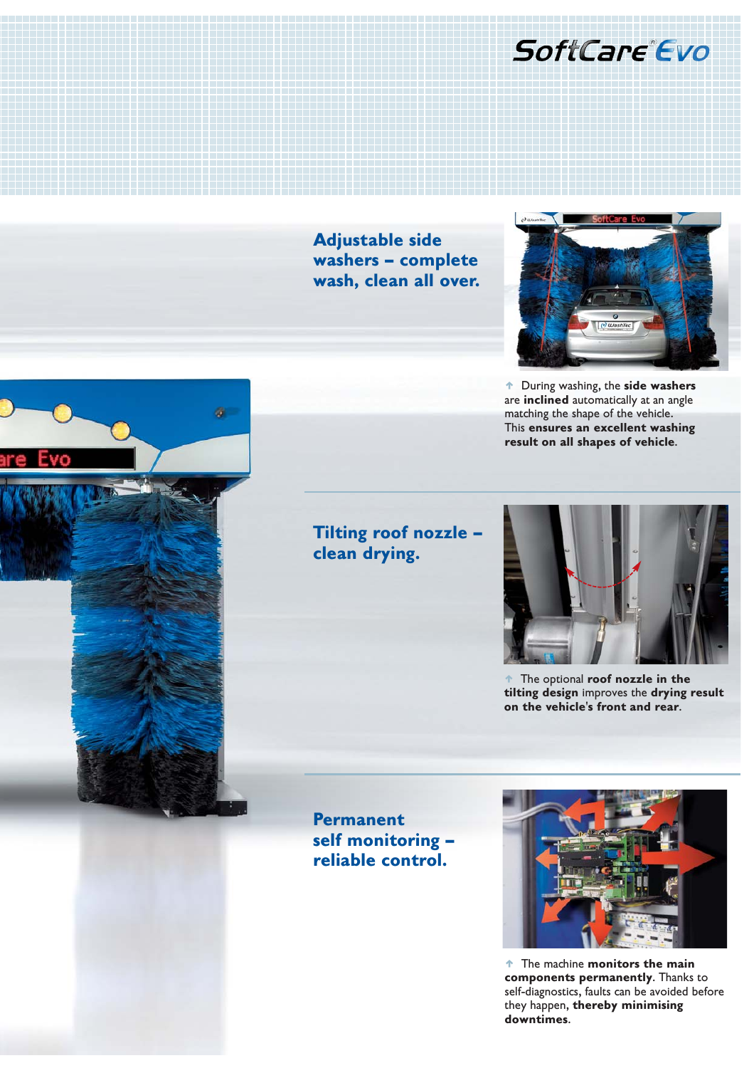# SoftCare® Evo

## Adjustable side washers – complete wash, clean all over.

↑ During washing, the **side washers** are **inclined** automatically at an angle matching the shape of the vehicle. This **ensures an excellent washing result on all shapes of vehicle**.

## Tilting roof nozzle – clean drying.

↑ The optional **roof nozzle in the tilting design** improves the **drying result on the vehicle's front and rear**.

## Permanent self monitoring – reliable control.

↑ The machine **monitors the main components permanently**. Thanks to self-diagnostics, faults can be avoided before they happen, **thereby minimising downtimes**.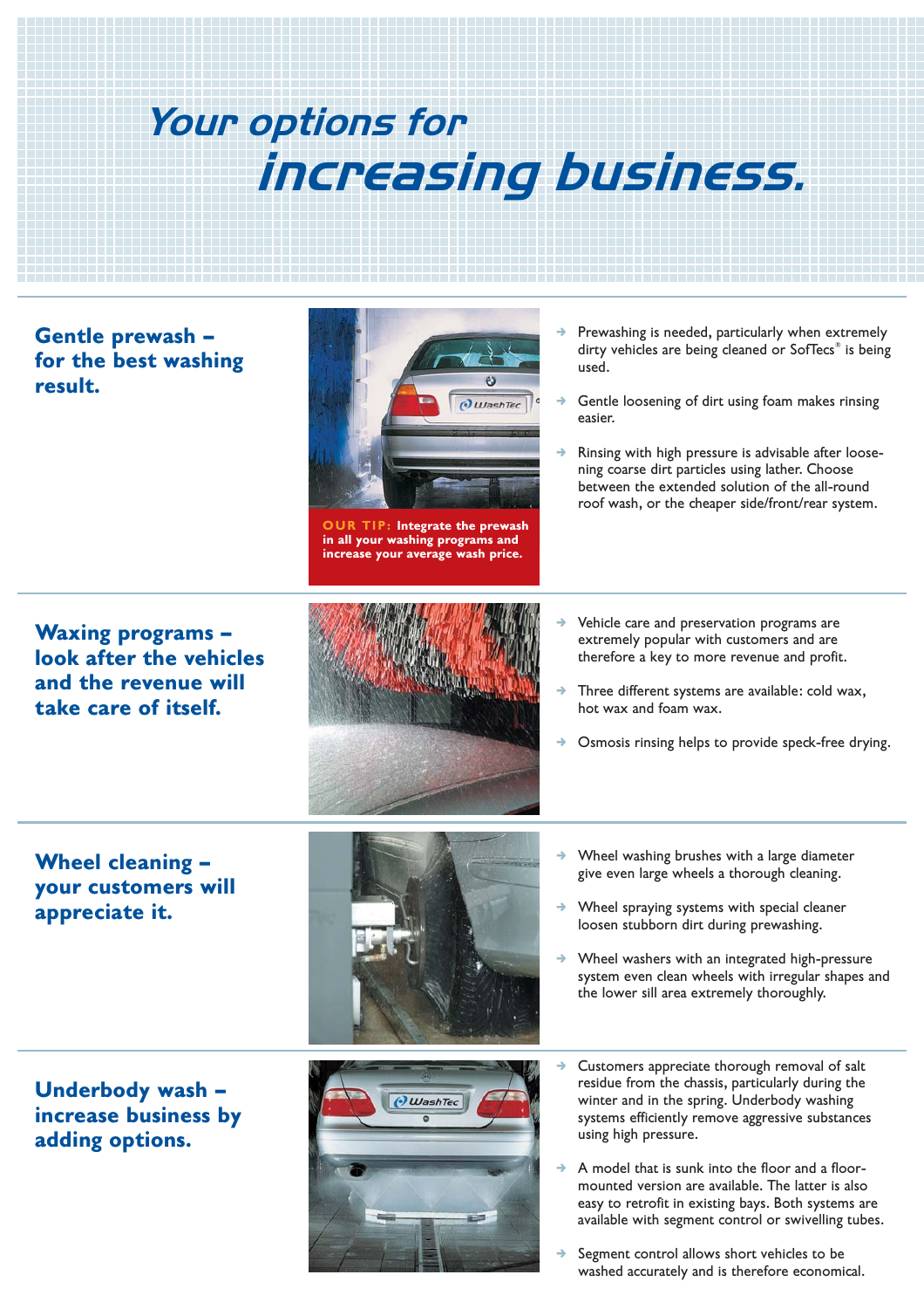# Your options for increasing business.

## Gentle prewash – for the best washing result.

**OUR TIP: Integrate the prewash in all your washing programs and increase your average wash price.**

- Prewashing is needed, particularly when extremely dirty vehicles are being cleaned or SofTecs® is being used.
- Gentle loosening of dirt using foam makes rinsing easier.
- Rinsing with high pressure is advisable after loosening coarse dirt particles using lather. Choose between the extended solution of the all-round roof wash, or the cheaper side/front/rear system.

## Waxing programs – look after the vehicles and the revenue will take care of itself.

- Vehicle care and preservation programs are extremely popular with customers and are therefore a key to more revenue and profit.
- Three different systems are available: cold wax, hot wax and foam wax.
- Osmosis rinsing helps to provide speck-free drying.

## Wheel cleaning – your customers will appreciate it.

- Wheel washing brushes with a large diameter give even large wheels a thorough cleaning.
- Wheel spraying systems with special cleaner loosen stubborn dirt during prewashing.
- Wheel washers with an integrated high-pressure system even clean wheels with irregular shapes and the lower sill area extremely thoroughly.

## Underbody wash – increase business by adding options.

- Customers appreciate thorough removal of salt residue from the chassis, particularly during the winter and in the spring. Underbody washing systems efficiently remove aggressive substances using high pressure.
- A model that is sunk into the floor and a floor-mounted version are available. The latter is also easy to retrofit in existing bays. Both systems are available with segment control or swivelling tubes.
- Segment control allows short vehicles to be washed accurately and is therefore economical.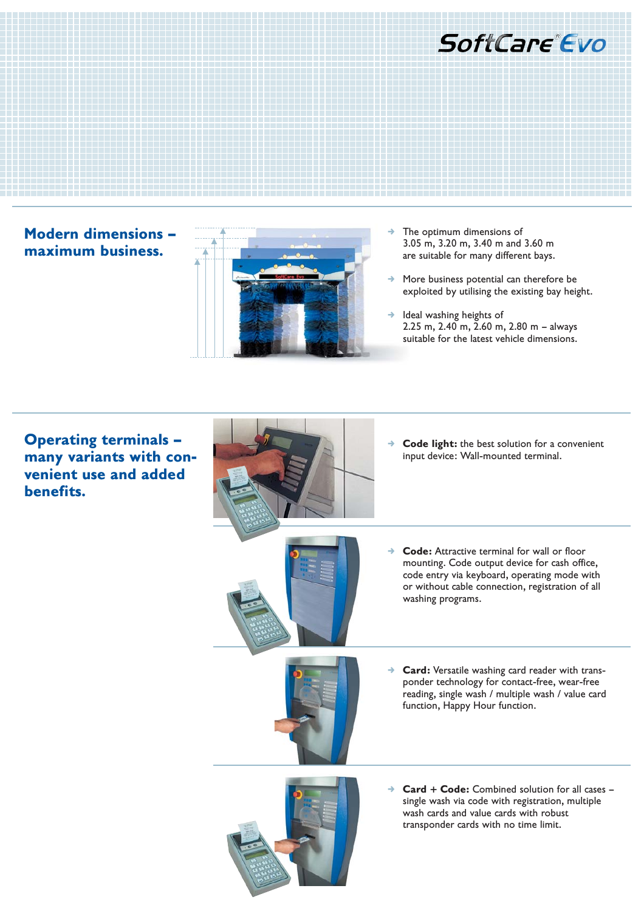# SoftCare Evo

## Modern dimensions – maximum business.

- The optimum dimensions of 3.05 m, 3.20 m, 3.40 m and 3.60 m are suitable for many different bays.
- More business potential can therefore be exploited by utilising the existing bay height.
- Ideal washing heights of 2.25 m, 2.40 m, 2.60 m, 2.80 m – always suitable for the latest vehicle dimensions.

## Operating terminals – many variants with convenient use and added benefits.

- **Code light:** the best solution for a convenient input device: Wall-mounted terminal.
- **Code:** Attractive terminal for wall or floor mounting. Code output device for cash office, code entry via keyboard, operating mode with or without cable connection, registration of all washing programs.
- **Card:** Versatile washing card reader with transponder technology for contact-free, wear-free reading, single wash / multiple wash / value card function, Happy Hour function.
- **Card + Code:** Combined solution for all cases – single wash via code with registration, multiple wash cards and value cards with robust transponder cards with no time limit.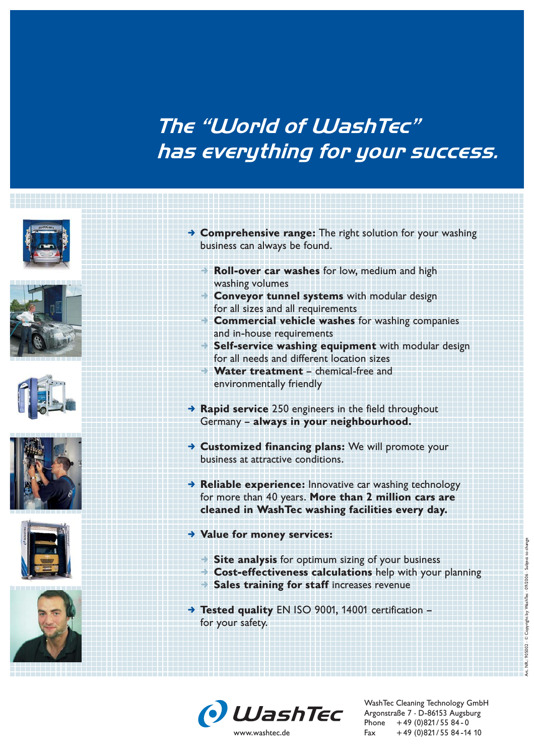# The "World of WashTec" has everything for your success.

- **Comprehensive range:** The right solution for your washing business can always be found.
  - **Roll-over car washes** for low, medium and high washing volumes
  - **Conveyor tunnel systems** with modular design for all sizes and all requirements
  - **Commercial vehicle washes** for washing companies and in-house requirements
  - **Self-service washing equipment** with modular design for all needs and different location sizes
  - **Water treatment** – chemical-free and environmentally friendly
- **Rapid service** 250 engineers in the field throughout Germany – **always in your neighbourhood.**
- **Customized financing plans:** We will promote your business at attractive conditions.
- **Reliable experience:** Innovative car washing technology for more than 40 years. **More than 2 million cars are cleaned in WashTec washing facilities every day.**
- **Value for money services:**
  - **Site analysis** for optimum sizing of your business
  - **Cost-effectiveness calculations** help with your planning
  - **Sales training for staff** increases revenue
- **Tested quality** EN ISO 9001, 14001 certification – for your safety.

Art. NR.: 905002 · © Copyright by WashTec · 09/2006 · Subject to change

WashTec

www.washtec.de

WashTec Cleaning Technology GmbH
Argonstraße 7 · D-86153 Augsburg
Phone +49 (0)821/55 84-0
Fax +49 (0)821/55 84-14 10